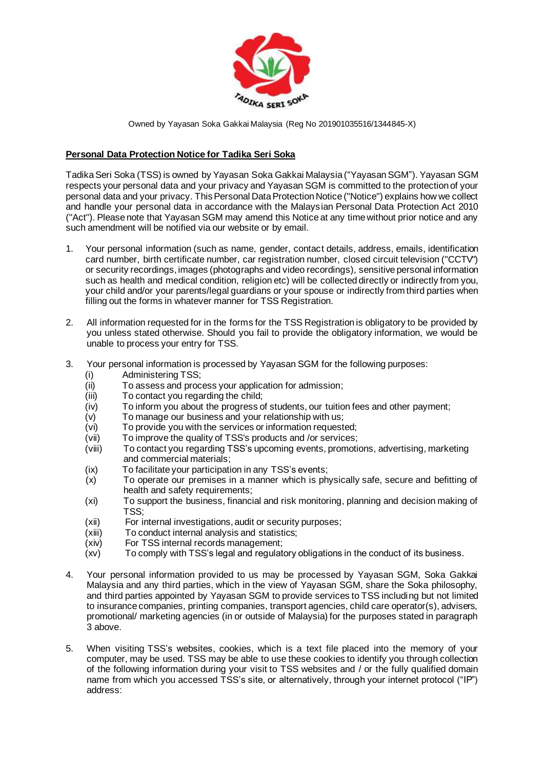Owned by Yayasan Soka Gakkai Malaysia (Reg No 201901035516/1344845-X)

**Personal Data Protection Notice for Tadika Seri Soka**

Tadika Seri Soka (TSS) is owned by Yayasan Soka Gakkai Malaysia ("Yayasan SGM"). Yayasan SGM respects your personal data and your privacy and Yayasan SGM is committed to the protection of your personal data and your privacy. This Personal Data Protection Notice ("Notice") explains how we collect and handle your personal data in accordance with the Malaysian Personal Data Protection Act 2010 ("Act"). Please note that Yayasan SGM may amend this Notice at any time without prior notice and any such amendment will be notified via our website or by email.

1. Your personal information (such as name, gender, contact details, address, emails, identification card number, birth certificate number, car registration number, closed circuit television ("CCTV") or security recordings, images (photographs and video recordings), sensitive personal information such as health and medical condition, religion etc) will be collected directly or indirectly from you, your child and/or your parents/legal guardians or your spouse or indirectly from third parties when filling out the forms in whatever manner for TSS Registration.

2. All information requested for in the forms for the TSS Registration is obligatory to be provided by you unless stated otherwise. Should you fail to provide the obligatory information, we would be unable to process your entry for TSS.

3. Your personal information is processed by Yayasan SGM for the following purposes:
   - (i) Administering TSS;
   - (ii) To assess and process your application for admission;
   - (iii) To contact you regarding the child;
   - (iv) To inform you about the progress of students, our tuition fees and other payment;
   - (v) To manage our business and your relationship with us;
   - (vi) To provide you with the services or information requested;
   - (vii) To improve the quality of TSS's products and /or services;
   - (viii) To contact you regarding TSS's upcoming events, promotions, advertising, marketing and commercial materials;
   - (ix) To facilitate your participation in any TSS's events;
   - (x) To operate our premises in a manner which is physically safe, secure and befitting of health and safety requirements;
   - (xi) To support the business, financial and risk monitoring, planning and decision making of TSS;
   - (xii) For internal investigations, audit or security purposes;
   - (xiii) To conduct internal analysis and statistics;
   - (xiv) For TSS internal records management;
   - (xv) To comply with TSS's legal and regulatory obligations in the conduct of its business.

4. Your personal information provided to us may be processed by Yayasan SGM, Soka Gakkai Malaysia and any third parties, which in the view of Yayasan SGM, share the Soka philosophy, and third parties appointed by Yayasan SGM to provide services to TSS including but not limited to insurance companies, printing companies, transport agencies, child care operator(s), advisers, promotional/ marketing agencies (in or outside of Malaysia) for the purposes stated in paragraph 3 above.

5. When visiting TSS's websites, cookies, which is a text file placed into the memory of your computer, may be used. TSS may be able to use these cookies to identify you through collection of the following information during your visit to TSS websites and / or the fully qualified domain name from which you accessed TSS's site, or alternatively, through your internet protocol ("IP") address: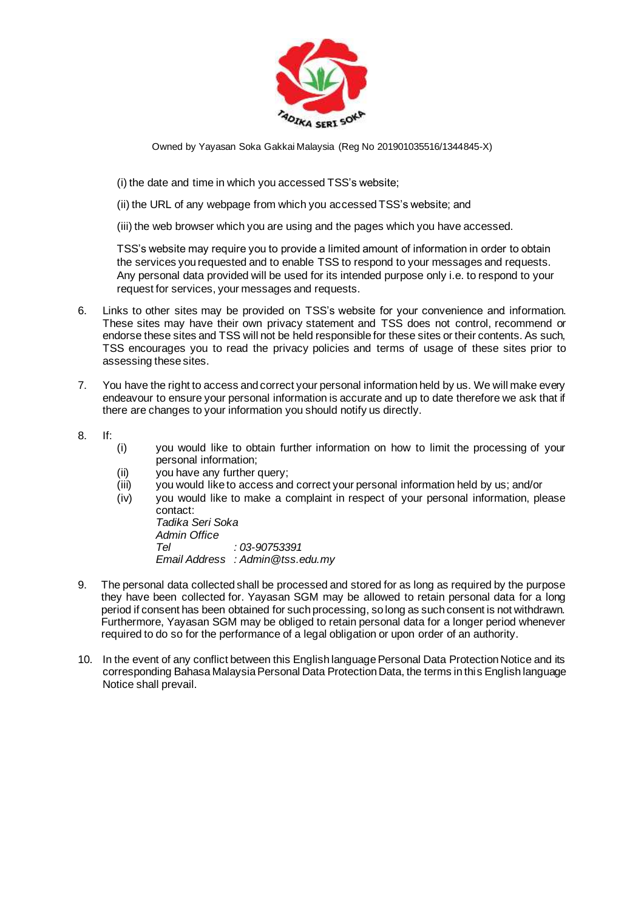(i) the date and time in which you accessed TSS's website;

(ii) the URL of any webpage from which you accessed TSS's website; and

(iii) the web browser which you are using and the pages which you have accessed.

TSS's website may require you to provide a limited amount of information in order to obtain the services you requested and to enable TSS to respond to your messages and requests. Any personal data provided will be used for its intended purpose only i.e. to respond to your request for services, your messages and requests.

6. Links to other sites may be provided on TSS's website for your convenience and information. These sites may have their own privacy statement and TSS does not control, recommend or endorse these sites and TSS will not be held responsible for these sites or their contents. As such, TSS encourages you to read the privacy policies and terms of usage of these sites prior to assessing these sites.

7. You have the right to access and correct your personal information held by us. We will make every endeavour to ensure your personal information is accurate and up to date therefore we ask that if there are changes to your information you should notify us directly.

8. If:
   - (i) you would like to obtain further information on how to limit the processing of your personal information;
   - (ii) you have any further query;
   - (iii) you would like to access and correct your personal information held by us; and/or
   - (iv) you would like to make a complaint in respect of your personal information, please contact:

     *Tadika Seri Soka*
     *Admin Office*
     *Tel : 03-90753391*
     *Email Address : Admin@tss.edu.my*

9. The personal data collected shall be processed and stored for as long as required by the purpose they have been collected for. Yayasan SGM may be allowed to retain personal data for a long period if consent has been obtained for such processing, so long as such consent is not withdrawn. Furthermore, Yayasan SGM may be obliged to retain personal data for a longer period whenever required to do so for the performance of a legal obligation or upon order of an authority.

10. In the event of any conflict between this English language Personal Data Protection Notice and its corresponding Bahasa Malaysia Personal Data Protection Data, the terms in this English language Notice shall prevail.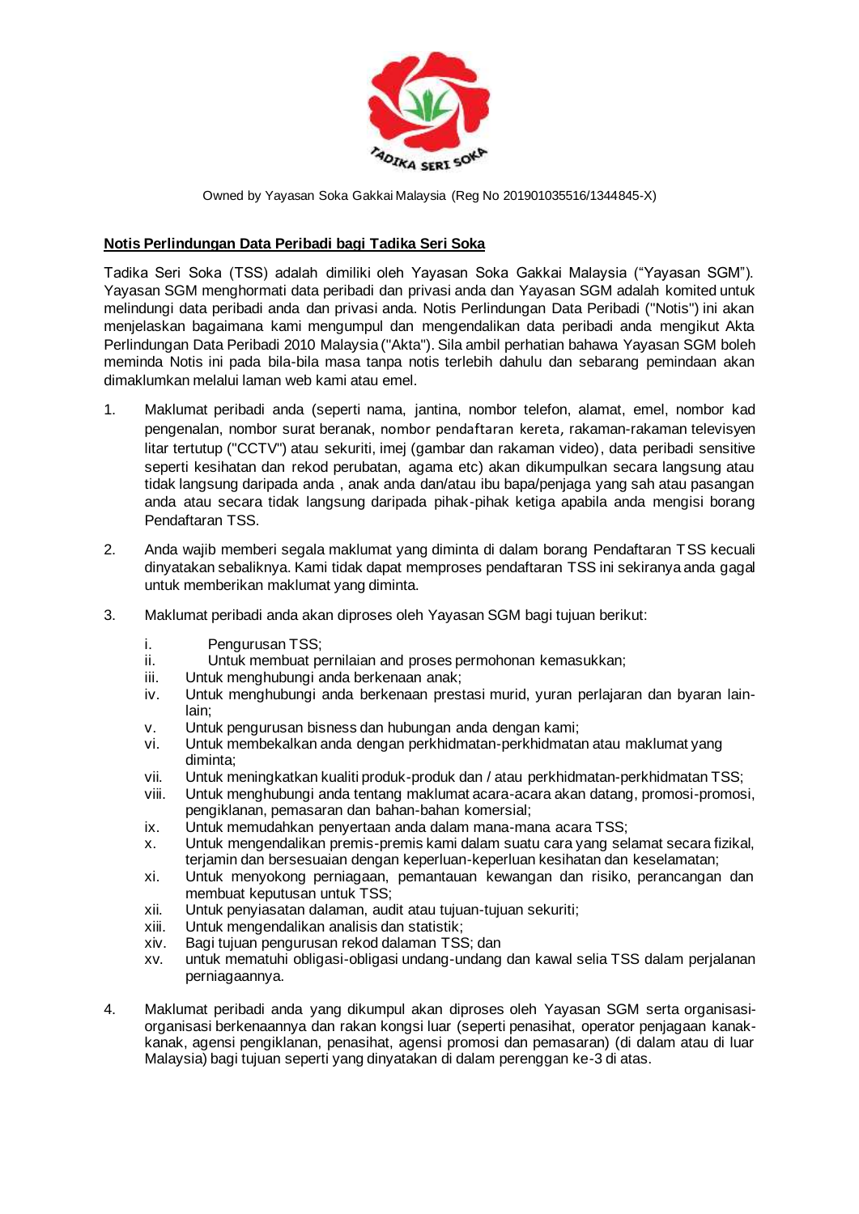Owned by Yayasan Soka Gakkai Malaysia (Reg No 201901035516/1344845-X)

**Notis Perlindungan Data Peribadi bagi Tadika Seri Soka**

Tadika Seri Soka (TSS) adalah dimiliki oleh Yayasan Soka Gakkai Malaysia ("Yayasan SGM"). Yayasan SGM menghormati data peribadi dan privasi anda dan Yayasan SGM adalah komited untuk melindungi data peribadi anda dan privasi anda. Notis Perlindungan Data Peribadi ("Notis") ini akan menjelaskan bagaimana kami mengumpul dan mengendalikan data peribadi anda mengikut Akta Perlindungan Data Peribadi 2010 Malaysia ("Akta"). Sila ambil perhatian bahawa Yayasan SGM boleh meminda Notis ini pada bila-bila masa tanpa notis terlebih dahulu dan sebarang pemindaan akan dimaklumkan melalui laman web kami atau emel.

1. Maklumat peribadi anda (seperti nama, jantina, nombor telefon, alamat, emel, nombor kad pengenalan, nombor surat beranak, nombor pendaftaran kereta, rakaman-rakaman televisyen litar tertutup ("CCTV") atau sekuriti, imej (gambar dan rakaman video), data peribadi sensitive seperti kesihatan dan rekod perubatan, agama etc) akan dikumpulkan secara langsung atau tidak langsung daripada anda , anak anda dan/atau ibu bapa/penjaga yang sah atau pasangan anda atau secara tidak langsung daripada pihak-pihak ketiga apabila anda mengisi borang Pendaftaran TSS.

2. Anda wajib memberi segala maklumat yang diminta di dalam borang Pendaftaran TSS kecuali dinyatakan sebaliknya. Kami tidak dapat memproses pendaftaran TSS ini sekiranya anda gagal untuk memberikan maklumat yang diminta.

3. Maklumat peribadi anda akan diproses oleh Yayasan SGM bagi tujuan berikut:

   i. Pengurusan TSS;
   ii. Untuk membuat pernilaian and proses permohonan kemasukkan;
   iii. Untuk menghubungi anda berkenaan anak;
   iv. Untuk menghubungi anda berkenaan prestasi murid, yuran perlajaran dan byaran lain-lain;
   v. Untuk pengurusan bisness dan hubungan anda dengan kami;
   vi. Untuk membekalkan anda dengan perkhidmatan-perkhidmatan atau maklumat yang diminta;
   vii. Untuk meningkatkan kualiti produk-produk dan / atau perkhidmatan-perkhidmatan TSS;
   viii. Untuk menghubungi anda tentang maklumat acara-acara akan datang, promosi-promosi, pengiklanan, pemasaran dan bahan-bahan komersial;
   ix. Untuk memudahkan penyertaan anda dalam mana-mana acara TSS;
   x. Untuk mengendalikan premis-premis kami dalam suatu cara yang selamat secara fizikal, terjamin dan bersesuaian dengan keperluan-keperluan kesihatan dan keselamatan;
   xi. Untuk menyokong perniagaan, pemantauan kewangan dan risiko, perancangan dan membuat keputusan untuk TSS;
   xii. Untuk penyiasatan dalaman, audit atau tujuan-tujuan sekuriti;
   xiii. Untuk mengendalikan analisis dan statistik;
   xiv. Bagi tujuan pengurusan rekod dalaman TSS; dan
   xv. untuk mematuhi obligasi-obligasi undang-undang dan kawal selia TSS dalam perjalanan perniagaannya.

4. Maklumat peribadi anda yang dikumpul akan diproses oleh Yayasan SGM serta organisasi-organisasi berkenaannya dan rakan kongsi luar (seperti penasihat, operator penjagaan kanak-kanak, agensi pengiklanan, penasihat, agensi promosi dan pemasaran) (di dalam atau di luar Malaysia) bagi tujuan seperti yang dinyatakan di dalam perenggan ke-3 di atas.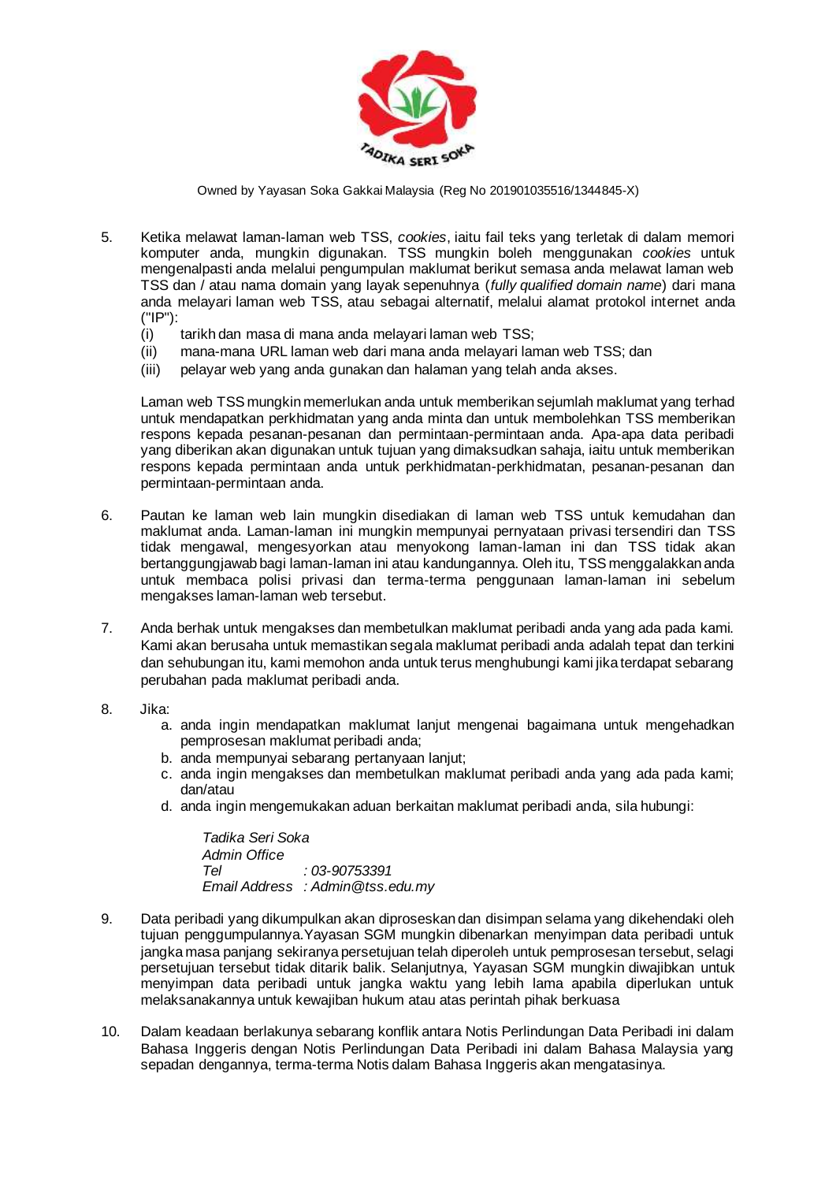Owned by Yayasan Soka Gakkai Malaysia (Reg No 201901035516/1344845-X)

5. Ketika melawat laman-laman web TSS, *cookies*, iaitu fail teks yang terletak di dalam memori komputer anda, mungkin digunakan. TSS mungkin boleh menggunakan *cookies* untuk mengenalpasti anda melalui pengumpulan maklumat berikut semasa anda melawat laman web TSS dan / atau nama domain yang layak sepenuhnya (*fully qualified domain name*) dari mana anda melayari laman web TSS, atau sebagai alternatif, melalui alamat protokol internet anda ("IP"):
   (i) tarikh dan masa di mana anda melayari laman web TSS;
   (ii) mana-mana URL laman web dari mana anda melayari laman web TSS; dan
   (iii) pelayar web yang anda gunakan dan halaman yang telah anda akses.

   Laman web TSS mungkin memerlukan anda untuk memberikan sejumlah maklumat yang terhad untuk mendapatkan perkhidmatan yang anda minta dan untuk membolehkan TSS memberikan respons kepada pesanan-pesanan dan permintaan-permintaan anda. Apa-apa data peribadi yang diberikan akan digunakan untuk tujuan yang dimaksudkan sahaja, iaitu untuk memberikan respons kepada permintaan anda untuk perkhidmatan-perkhidmatan, pesanan-pesanan dan permintaan-permintaan anda.

6. Pautan ke laman web lain mungkin disediakan di laman web TSS untuk kemudahan dan maklumat anda. Laman-laman ini mungkin mempunyai pernyataan privasi tersendiri dan TSS tidak mengawal, mengesyorkan atau menyokong laman-laman ini dan TSS tidak akan bertanggungjawab bagi laman-laman ini atau kandungannya. Oleh itu, TSS menggalakkan anda untuk membaca polisi privasi dan terma-terma penggunaan laman-laman ini sebelum mengakses laman-laman web tersebut.

7. Anda berhak untuk mengakses dan membetulkan maklumat peribadi anda yang ada pada kami. Kami akan berusaha untuk memastikan segala maklumat peribadi anda adalah tepat dan terkini dan sehubungan itu, kami memohon anda untuk terus menghubungi kami jika terdapat sebarang perubahan pada maklumat peribadi anda.

8. Jika:
   a. anda ingin mendapatkan maklumat lanjut mengenai bagaimana untuk mengehadkan pemprosesan maklumat peribadi anda;
   b. anda mempunyai sebarang pertanyaan lanjut;
   c. anda ingin mengakses dan membetulkan maklumat peribadi anda yang ada pada kami; dan/atau
   d. anda ingin mengemukakan aduan berkaitan maklumat peribadi anda, sila hubungi:

   *Tadika Seri Soka*
   *Admin Office*
   *Tel : 03-90753391*
   *Email Address : Admin@tss.edu.my*

9. Data peribadi yang dikumpulkan akan diproseskan dan disimpan selama yang dikehendaki oleh tujuan penggumpulannya.Yayasan SGM mungkin dibenarkan menyimpan data peribadi untuk jangka masa panjang sekiranya persetujuan telah diperoleh untuk pemprosesan tersebut, selagi persetujuan tersebut tidak ditarik balik. Selanjutnya, Yayasan SGM mungkin diwajibkan untuk menyimpan data peribadi untuk jangka waktu yang lebih lama apabila diperlukan untuk melaksanakannya untuk kewajiban hukum atau atas perintah pihak berkuasa

10. Dalam keadaan berlakunya sebarang konflik antara Notis Perlindungan Data Peribadi ini dalam Bahasa Inggeris dengan Notis Perlindungan Data Peribadi ini dalam Bahasa Malaysia yang sepadan dengannya, terma-terma Notis dalam Bahasa Inggeris akan mengatasinya.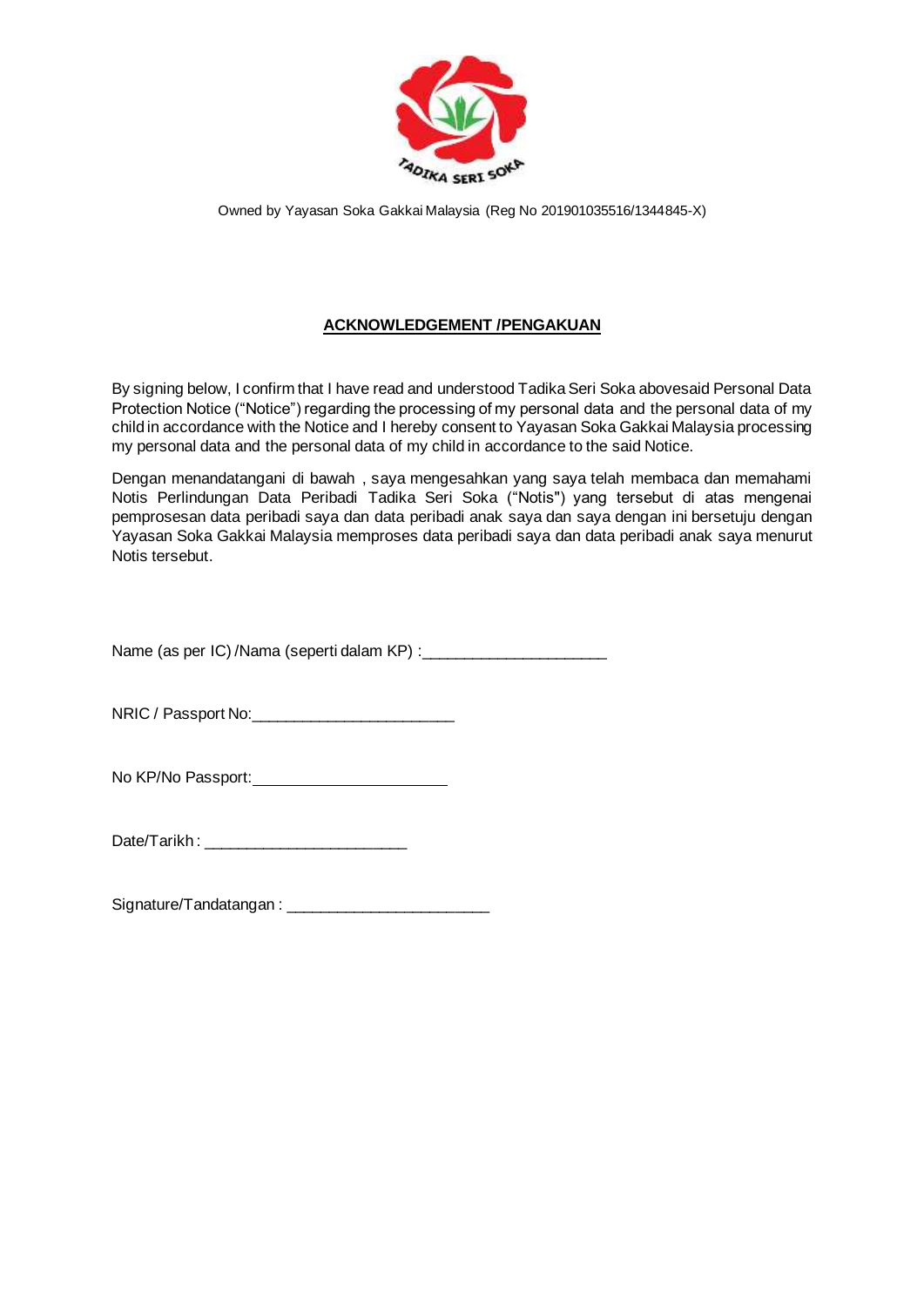TADIKA SERI SOKA

Owned by Yayasan Soka Gakkai Malaysia (Reg No 201901035516/1344845-X)

**ACKNOWLEDGEMENT /PENGAKUAN**

By signing below, I confirm that I have read and understood Tadika Seri Soka abovesaid Personal Data Protection Notice ("Notice") regarding the processing of my personal data and the personal data of my child in accordance with the Notice and I hereby consent to Yayasan Soka Gakkai Malaysia processing my personal data and the personal data of my child in accordance to the said Notice.

Dengan menandatangani di bawah , saya mengesahkan yang saya telah membaca dan memahami Notis Perlindungan Data Peribadi Tadika Seri Soka ("Notis") yang tersebut di atas mengenai pemprosesan data peribadi saya dan data peribadi anak saya dan saya dengan ini bersetuju dengan Yayasan Soka Gakkai Malaysia memproses data peribadi saya dan data peribadi anak saya menurut Notis tersebut.

Name (as per IC) /Nama (seperti dalam KP) :_____________________

NRIC / Passport No:_______________________

No KP/No Passport:_______________________

Date/Tarikh : _______________________

Signature/Tandatangan : _______________________